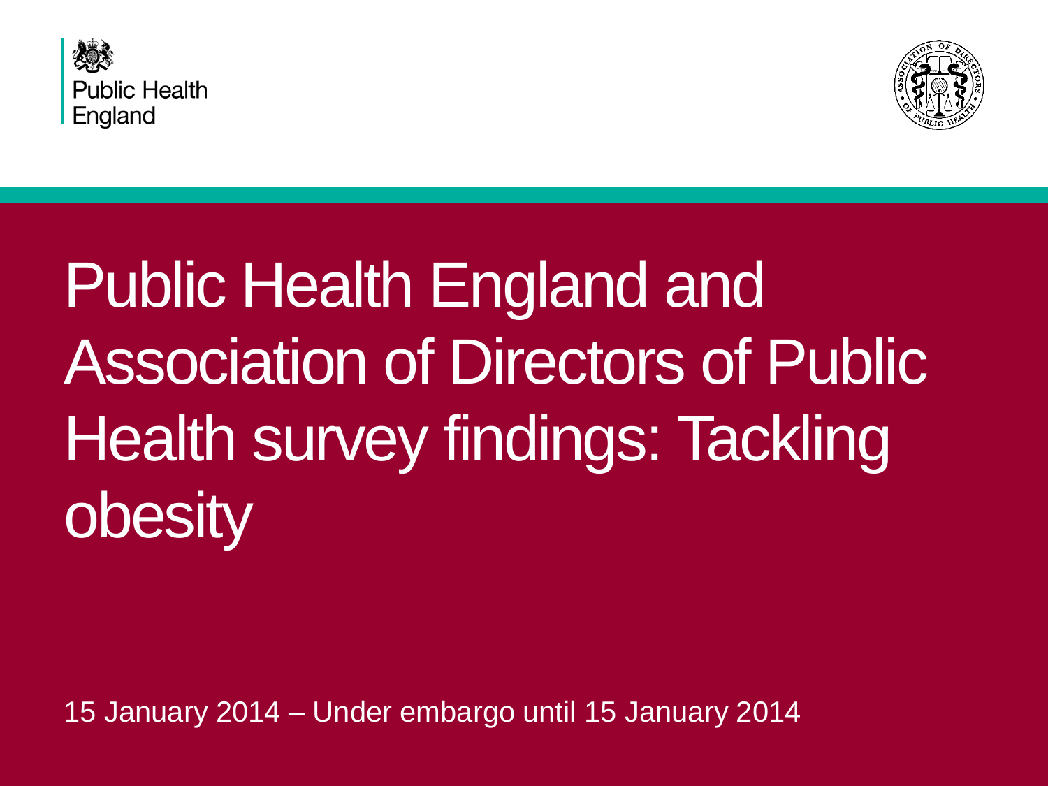Public Health England

# Public Health England and Association of Directors of Public Health survey findings: Tackling obesity

15 January 2014 – Under embargo until 15 January 2014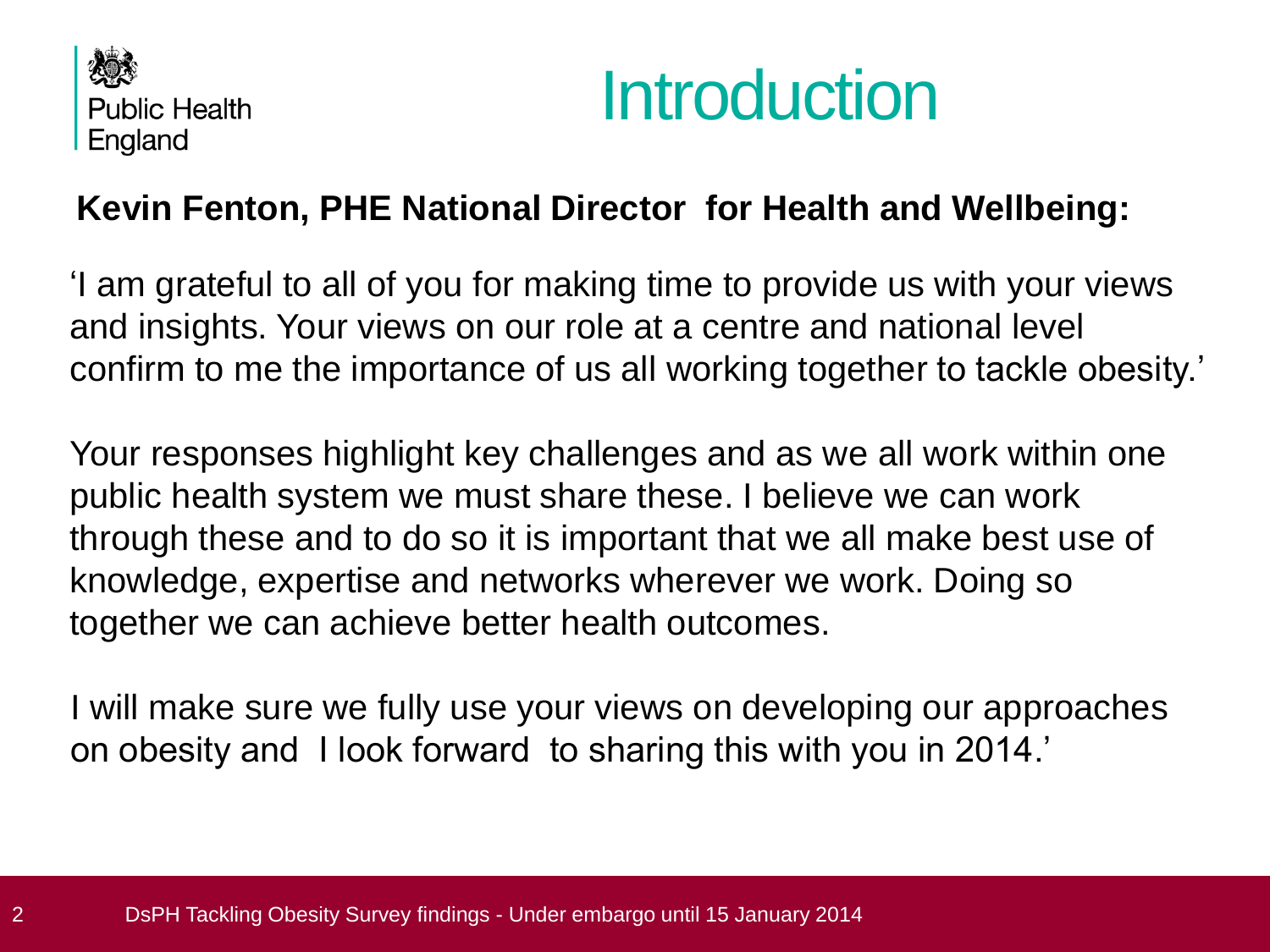# Introduction

**Kevin Fenton, PHE National Director  for Health and Wellbeing:**

'I am grateful to all of you for making time to provide us with your views and insights. Your views on our role at a centre and national level confirm to me the importance of us all working together to tackle obesity.'

Your responses highlight key challenges and as we all work within one public health system we must share these. I believe we can work through these and to do so it is important that we all make best use of knowledge, expertise and networks wherever we work. Doing so together we can achieve better health outcomes.

I will make sure we fully use your views on developing our approaches on obesity and  I look forward  to sharing this with you in 2014.'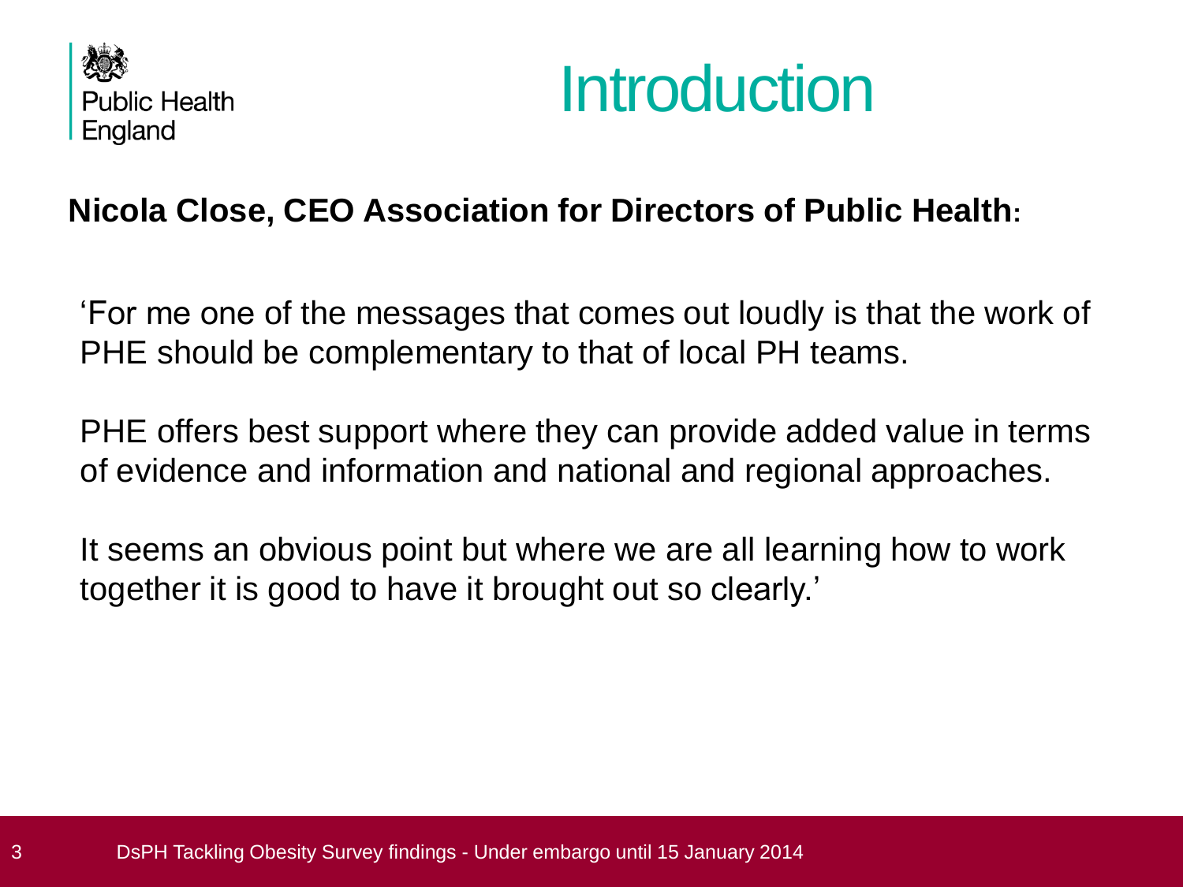# Introduction

**Nicola Close, CEO Association for Directors of Public Health:**

'For me one of the messages that comes out loudly is that the work of PHE should be complementary to that of local PH teams.

PHE offers best support where they can provide added value in terms of evidence and information and national and regional approaches.

It seems an obvious point but where we are all learning how to work together it is good to have it brought out so clearly.'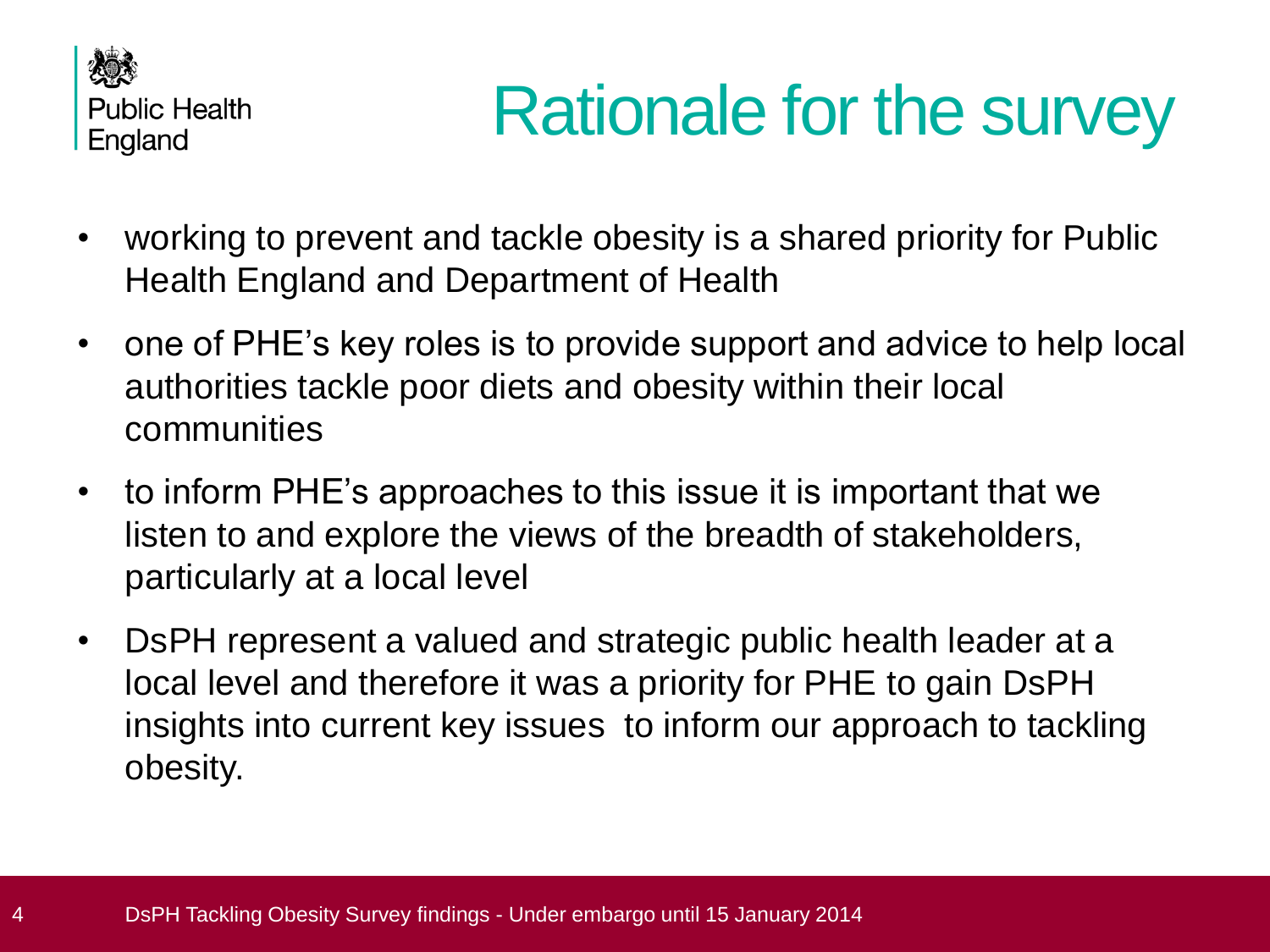# Rationale for the survey

- working to prevent and tackle obesity is a shared priority for Public Health England and Department of Health
- one of PHE's key roles is to provide support and advice to help local authorities tackle poor diets and obesity within their local communities
- to inform PHE's approaches to this issue it is important that we listen to and explore the views of the breadth of stakeholders, particularly at a local level
- DsPH represent a valued and strategic public health leader at a local level and therefore it was a priority for PHE to gain DsPH insights into current key issues to inform our approach to tackling obesity.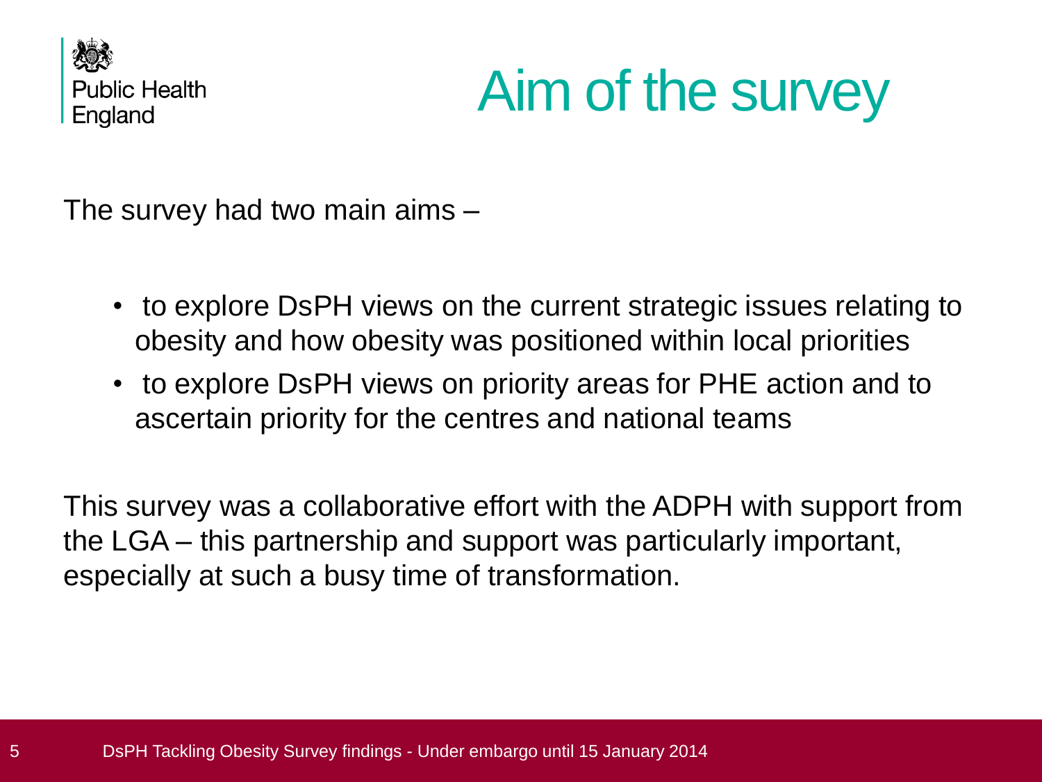# Aim of the survey

The survey had two main aims –

- to explore DsPH views on the current strategic issues relating to obesity and how obesity was positioned within local priorities
- to explore DsPH views on priority areas for PHE action and to ascertain priority for the centres and national teams

This survey was a collaborative effort with the ADPH with support from the LGA – this partnership and support was particularly important, especially at such a busy time of transformation.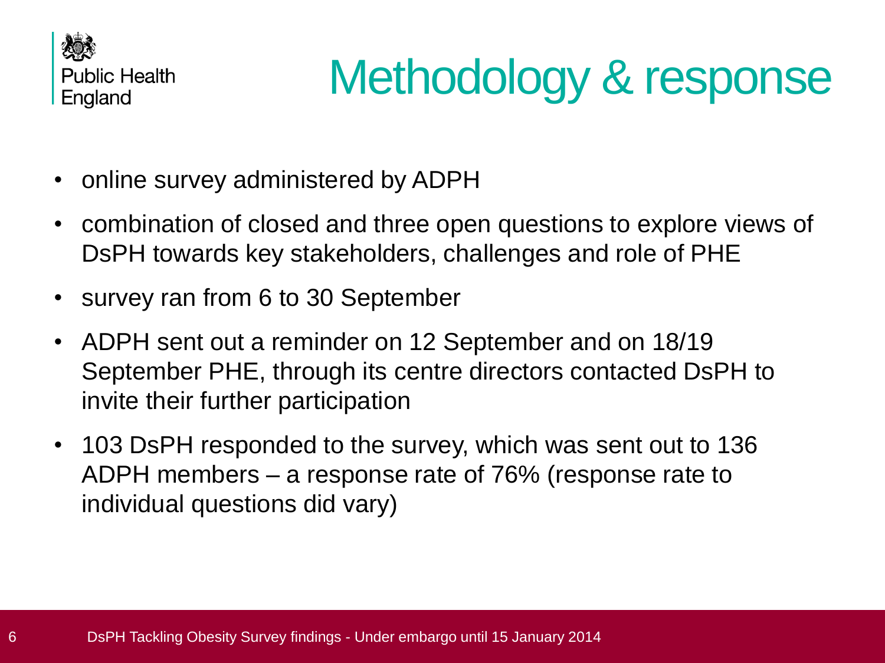# Methodology & response

- online survey administered by ADPH
- combination of closed and three open questions to explore views of DsPH towards key stakeholders, challenges and role of PHE
- survey ran from 6 to 30 September
- ADPH sent out a reminder on 12 September and on 18/19 September PHE, through its centre directors contacted DsPH to invite their further participation
- 103 DsPH responded to the survey, which was sent out to 136 ADPH members – a response rate of 76% (response rate to individual questions did vary)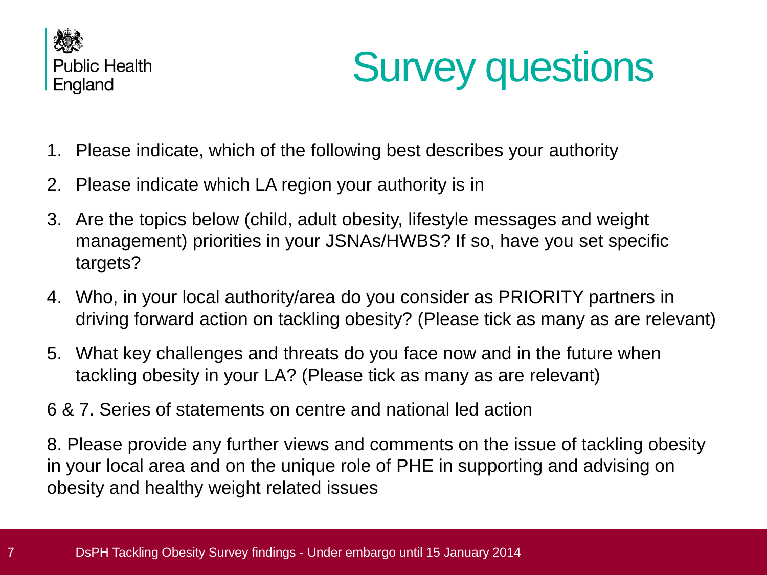# Survey questions

1. Please indicate, which of the following best describes your authority
2. Please indicate which LA region your authority is in
3. Are the topics below (child, adult obesity, lifestyle messages and weight management) priorities in your JSNAs/HWBS? If so, have you set specific targets?
4. Who, in your local authority/area do you consider as PRIORITY partners in driving forward action on tackling obesity? (Please tick as many as are relevant)
5. What key challenges and threats do you face now and in the future when tackling obesity in your LA? (Please tick as many as are relevant)

6 & 7. Series of statements on centre and national led action

8. Please provide any further views and comments on the issue of tackling obesity in your local area and on the unique role of PHE in supporting and advising on obesity and healthy weight related issues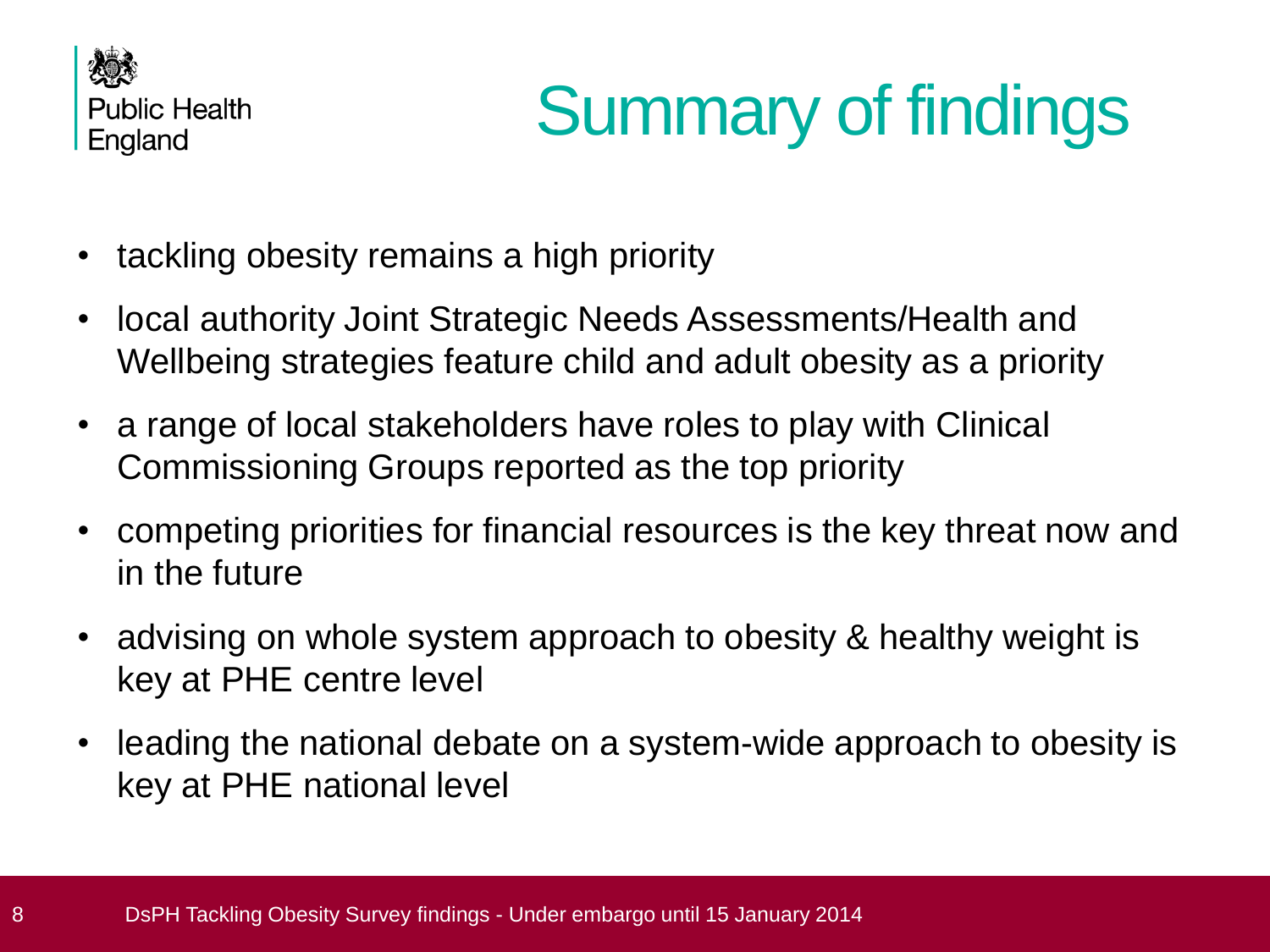# Summary of findings

- tackling obesity remains a high priority
- local authority Joint Strategic Needs Assessments/Health and Wellbeing strategies feature child and adult obesity as a priority
- a range of local stakeholders have roles to play with Clinical Commissioning Groups reported as the top priority
- competing priorities for financial resources is the key threat now and in the future
- advising on whole system approach to obesity & healthy weight is key at PHE centre level
- leading the national debate on a system-wide approach to obesity is key at PHE national level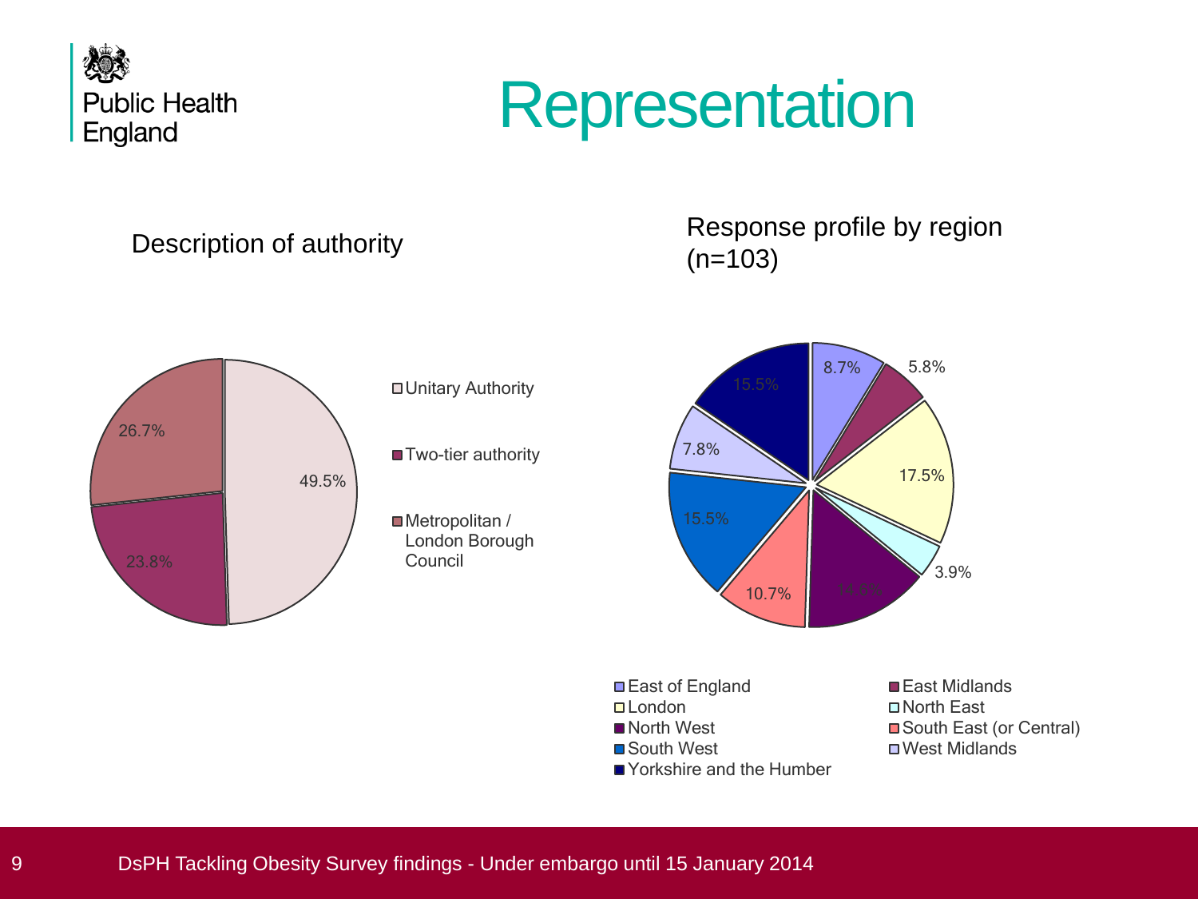# Representation

## Description of authority

| Description of authority | % |
|---|---|
| Unitary Authority | 49.5% |
| Two-tier authority | 23.8% |
| Metropolitan / London Borough Council | 26.7% |

## Response profile by region (n=103)

| Region | % |
|---|---|
| East of England | 8.7% |
| East Midlands | 5.8% |
| London | 17.5% |
| North East | 3.9% |
| North West | 14.6% |
| South East (or Central) | 10.7% |
| South West | 15.5% |
| West Midlands | 7.8% |
| Yorkshire and the Humber | 15.5% |

DsPH Tackling Obesity Survey findings - Under embargo until 15 January 2014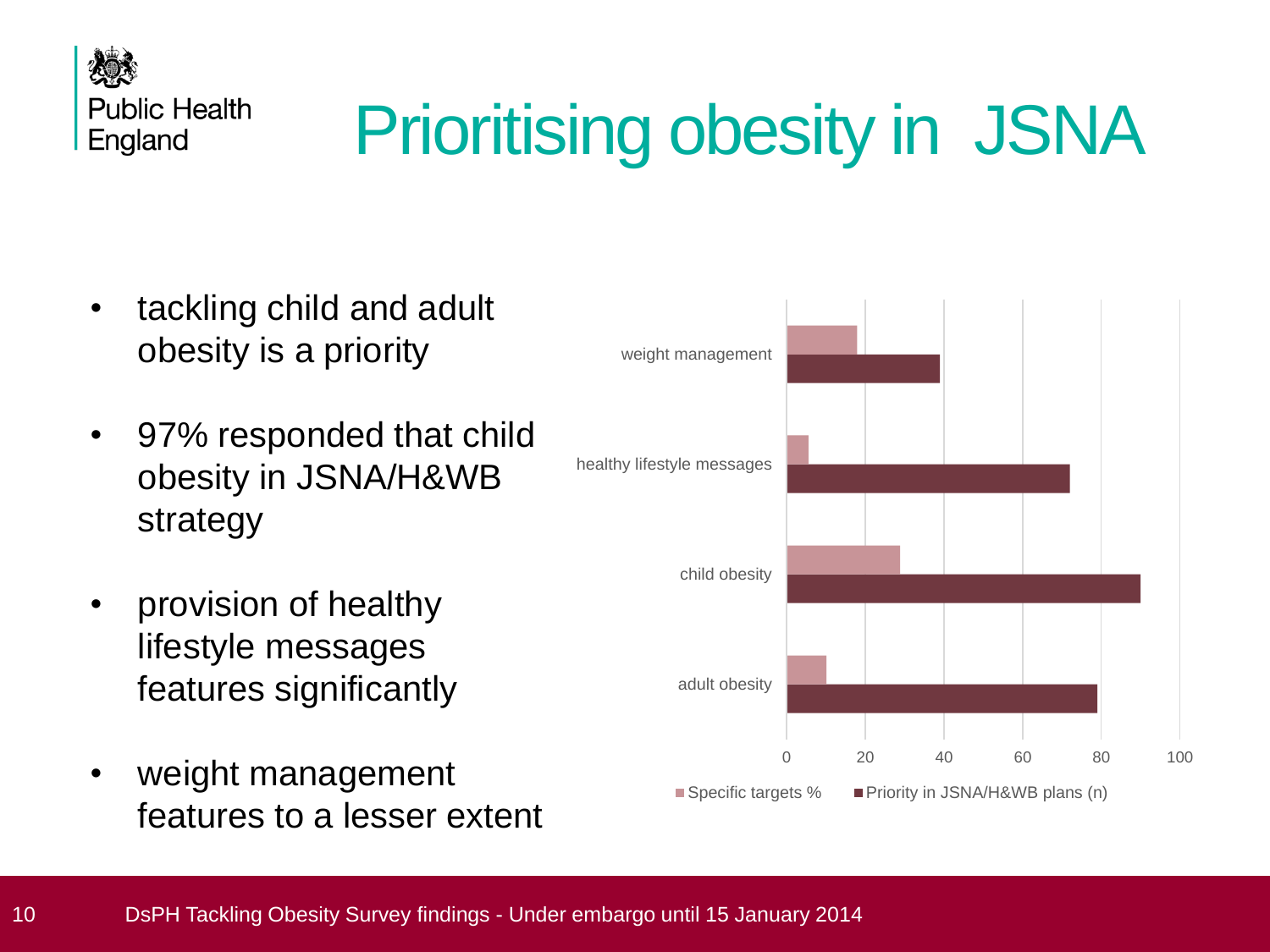# Prioritising obesity in JSNA

- tackling child and adult obesity is a priority
- 97% responded that child obesity in JSNA/H&WB strategy
- provision of healthy lifestyle messages features significantly
- weight management features to a lesser extent

weight management

healthy lifestyle messages

child obesity

adult obesity

0 20 40 60 80 100

Specific targets % | Priority in JSNA/H&WB plans (n)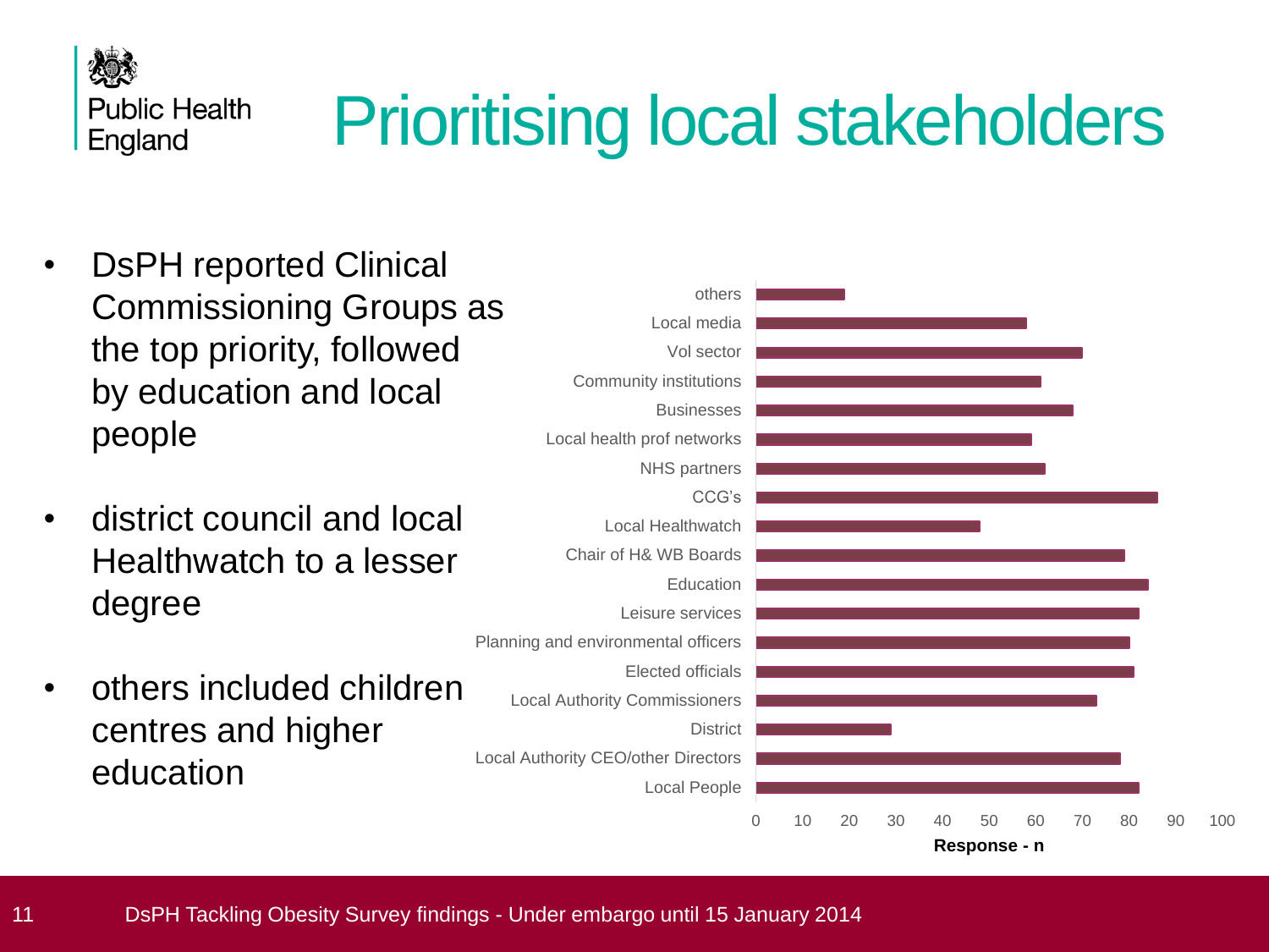# Prioritising local stakeholders

- DsPH reported Clinical Commissioning Groups as the top priority, followed by education and local people
- district council and local Healthwatch to a lesser degree
- others included children centres and higher education

| Stakeholder | Response - n |
| --- | --- |
| others | 19 |
| Local media | 58 |
| Vol sector | 70 |
| Community institutions | 61 |
| Businesses | 68 |
| Local health prof networks | 59 |
| NHS partners | 62 |
| CCG's | 86 |
| Local Healthwatch | 48 |
| Chair of H& WB Boards | 79 |
| Education | 84 |
| Leisure services | 82 |
| Planning and environmental officers | 80 |
| Elected officials | 81 |
| Local Authority Commissioners | 73 |
| District | 29 |
| Local Authority CEO/other Directors | 78 |
| Local People | 82 |

DsPH Tackling Obesity Survey findings - Under embargo until 15 January 2014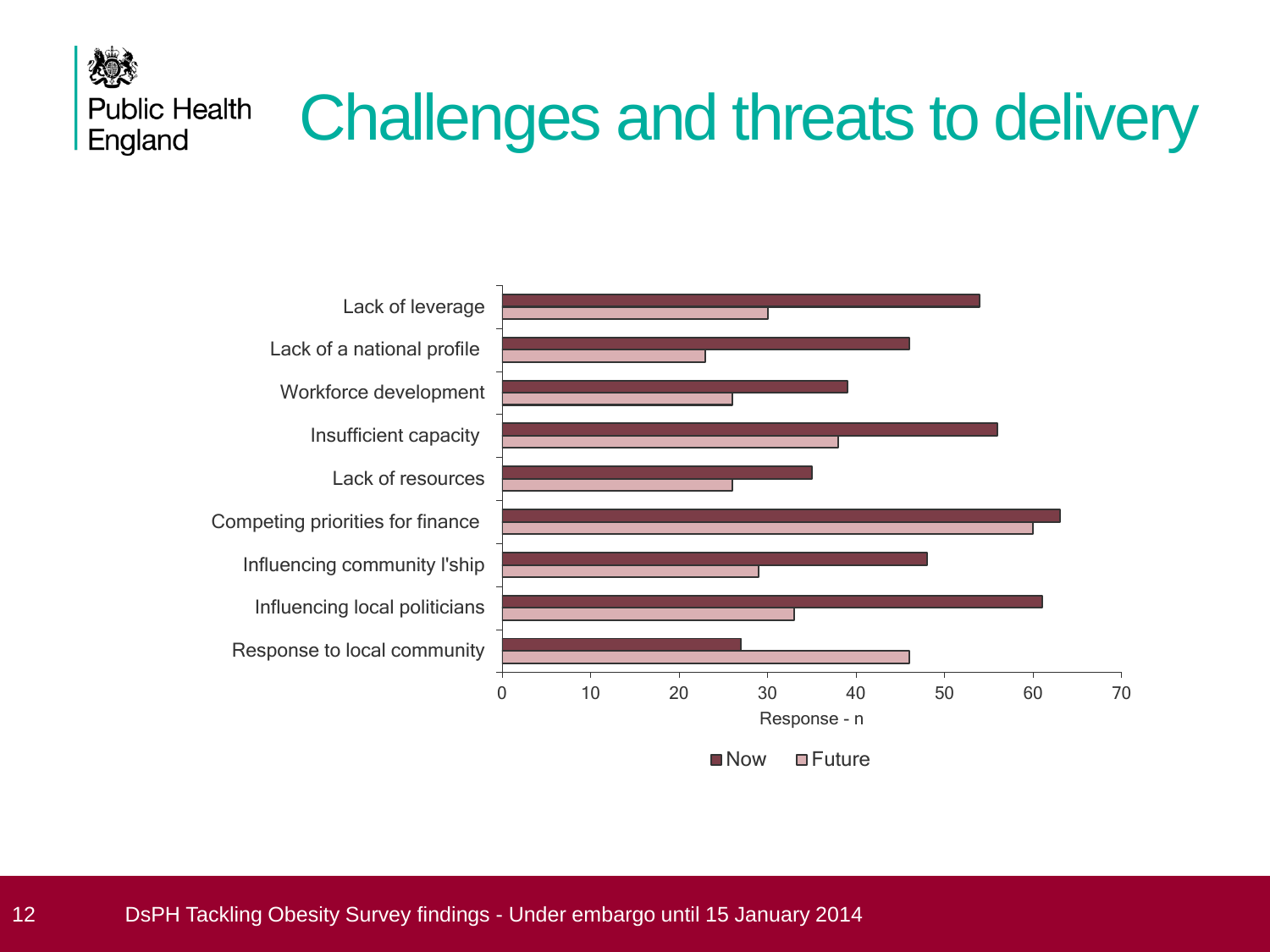# Challenges and threats to delivery

| | Now | Future |
|---|---|---|
| Lack of leverage | 54 | 30 |
| Lack of a national profile | 46 | 23 |
| Workforce development | 39 | 26 |
| Insufficient capacity | 56 | 38 |
| Lack of resources | 35 | 26 |
| Competing priorities for finance | 63 | 60 |
| Influencing community l'ship | 48 | 29 |
| Influencing local politicians | 61 | 33 |
| Response to local community | 27 | 46 |

Response - n

DsPH Tackling Obesity Survey findings - Under embargo until 15 January 2014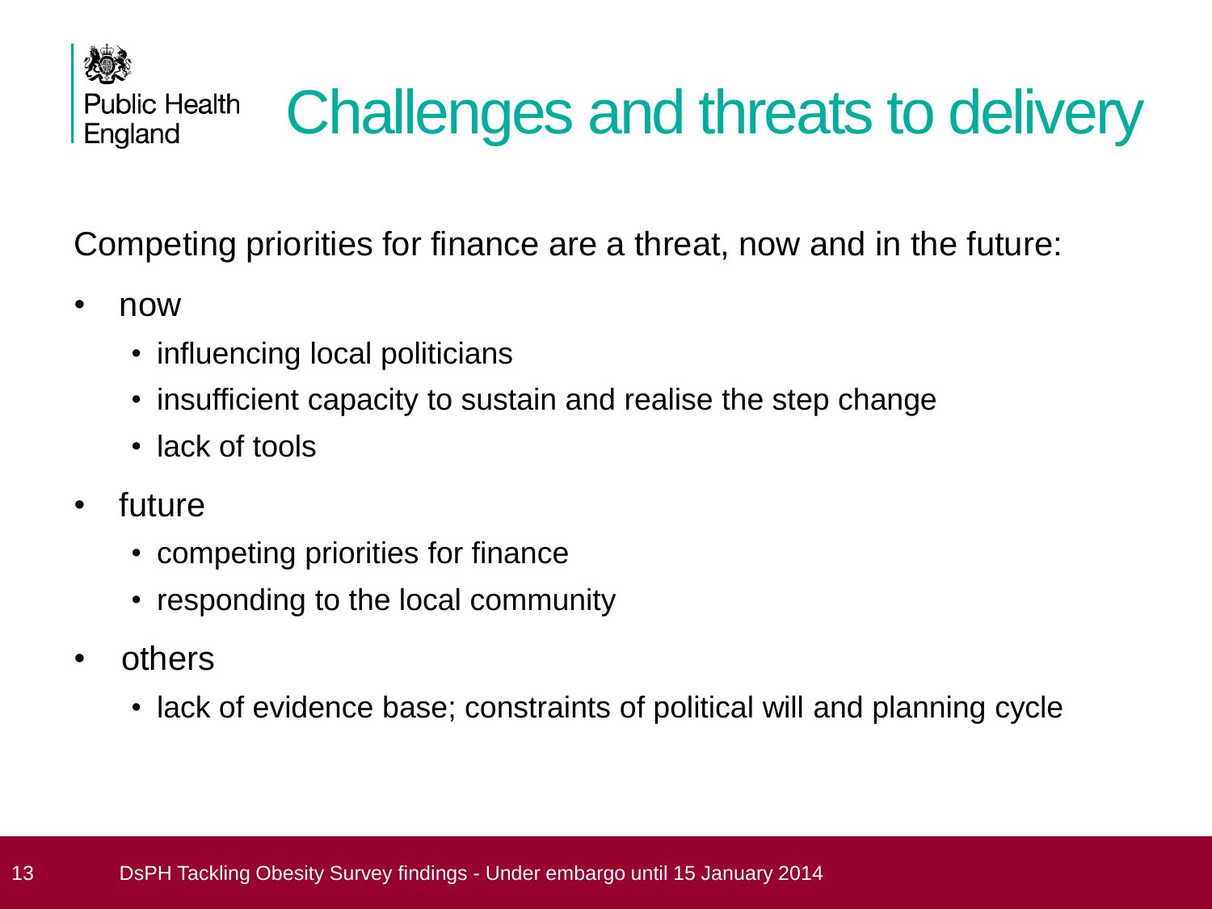# Challenges and threats to delivery

Competing priorities for finance are a threat, now and in the future:

- now
  - influencing local politicians
  - insufficient capacity to sustain and realise the step change
  - lack of tools
- future
  - competing priorities for finance
  - responding to the local community
- others
  - lack of evidence base; constraints of political will and planning cycle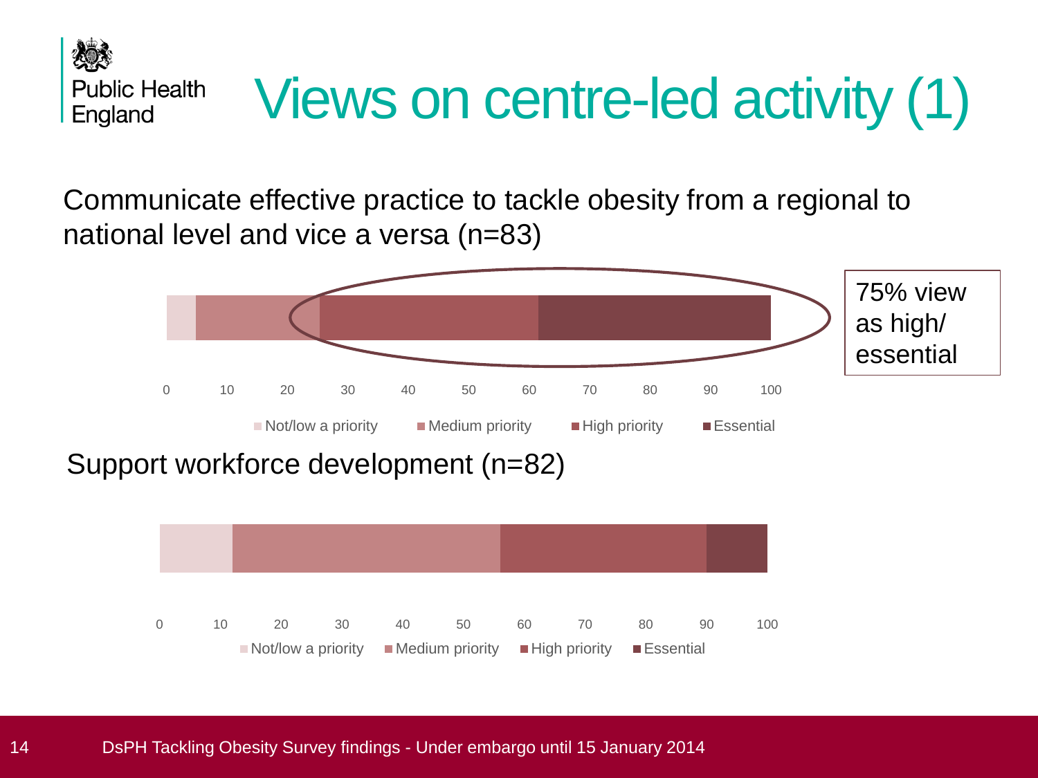# Views on centre-led activity (1)

Communicate effective practice to tackle obesity from a regional to national level and vice a versa (n=83)

75% view as high/ essential

0 10 20 30 40 50 60 70 80 90 100

Not/low a priority · Medium priority · High priority · Essential

Support workforce development (n=82)

0 10 20 30 40 50 60 70 80 90 100

Not/low a priority · Medium priority · High priority · Essential

DsPH Tackling Obesity Survey findings - Under embargo until 15 January 2014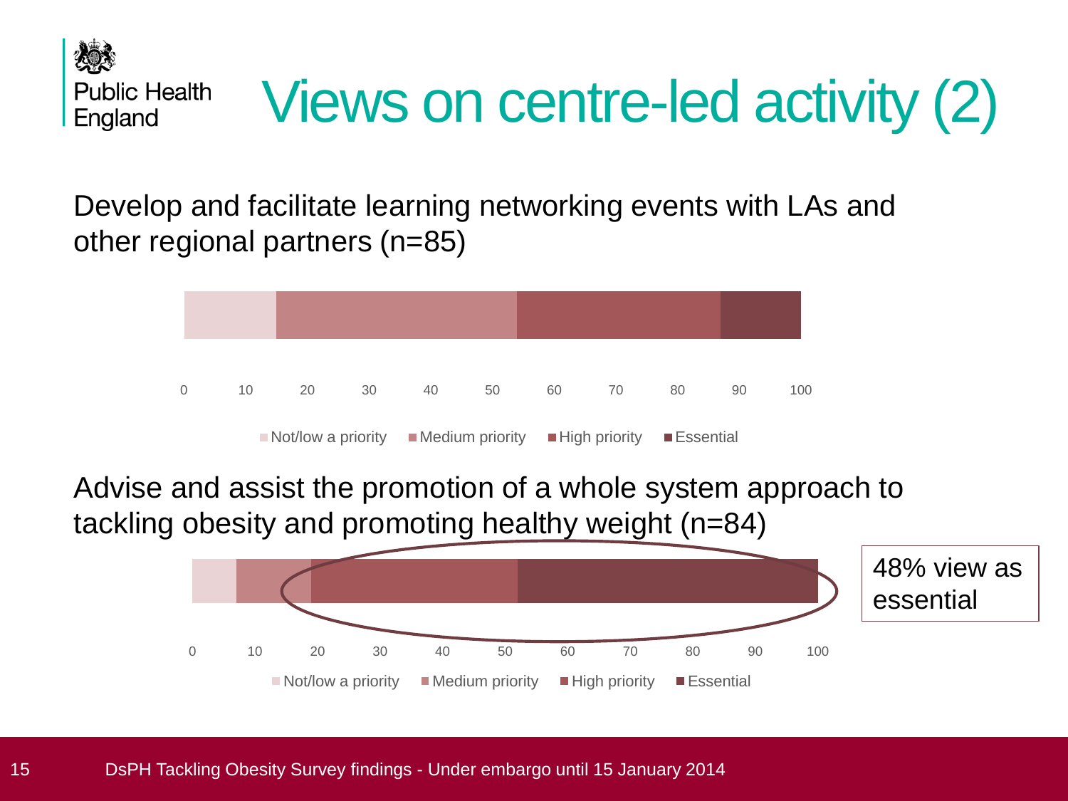# Views on centre-led activity (2)

Develop and facilitate learning networking events with LAs and other regional partners (n=85)

0 10 20 30 40 50 60 70 80 90 100

Not/low a priority | Medium priority | High priority | Essential

Advise and assist the promotion of a whole system approach to tackling obesity and promoting healthy weight (n=84)

48% view as essential

0 10 20 30 40 50 60 70 80 90 100

Not/low a priority | Medium priority | High priority | Essential

DsPH Tackling Obesity Survey findings - Under embargo until 15 January 2014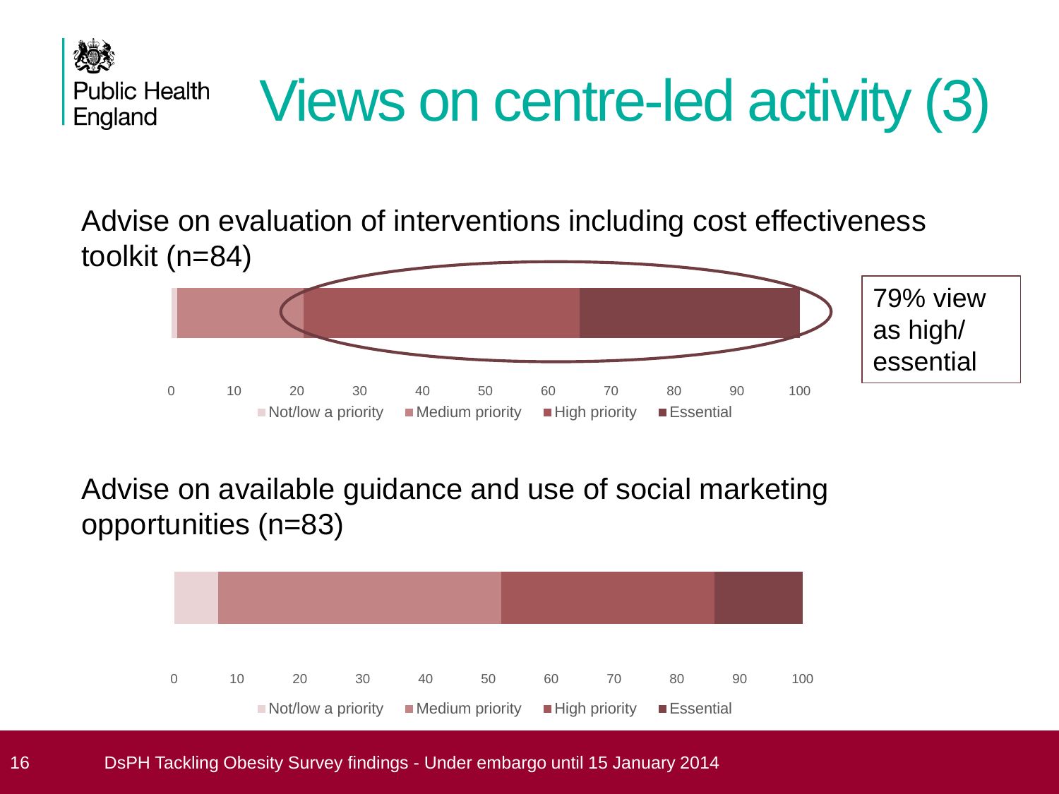# Views on centre-led activity (3)

Advise on evaluation of interventions including cost effectiveness toolkit (n=84)

79% view as high/ essential

0 10 20 30 40 50 60 70 80 90 100

Not/low a priority · Medium priority · High priority · Essential

Advise on available guidance and use of social marketing opportunities (n=83)

0 10 20 30 40 50 60 70 80 90 100

Not/low a priority · Medium priority · High priority · Essential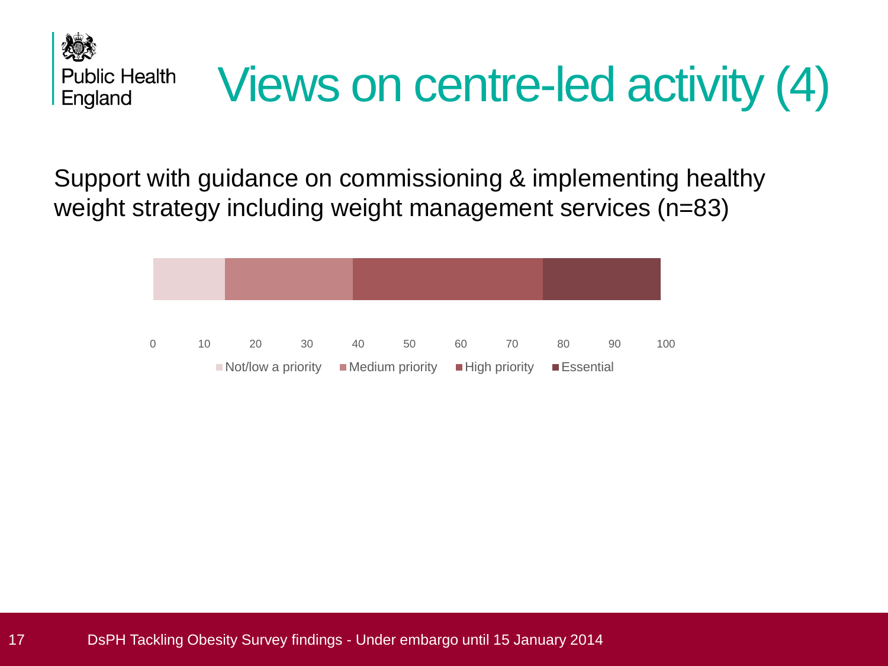# Views on centre-led activity (4)

Support with guidance on commissioning & implementing healthy weight strategy including weight management services (n=83)

0 10 20 30 40 50 60 70 80 90 100

Not/low a priority | Medium priority | High priority | Essential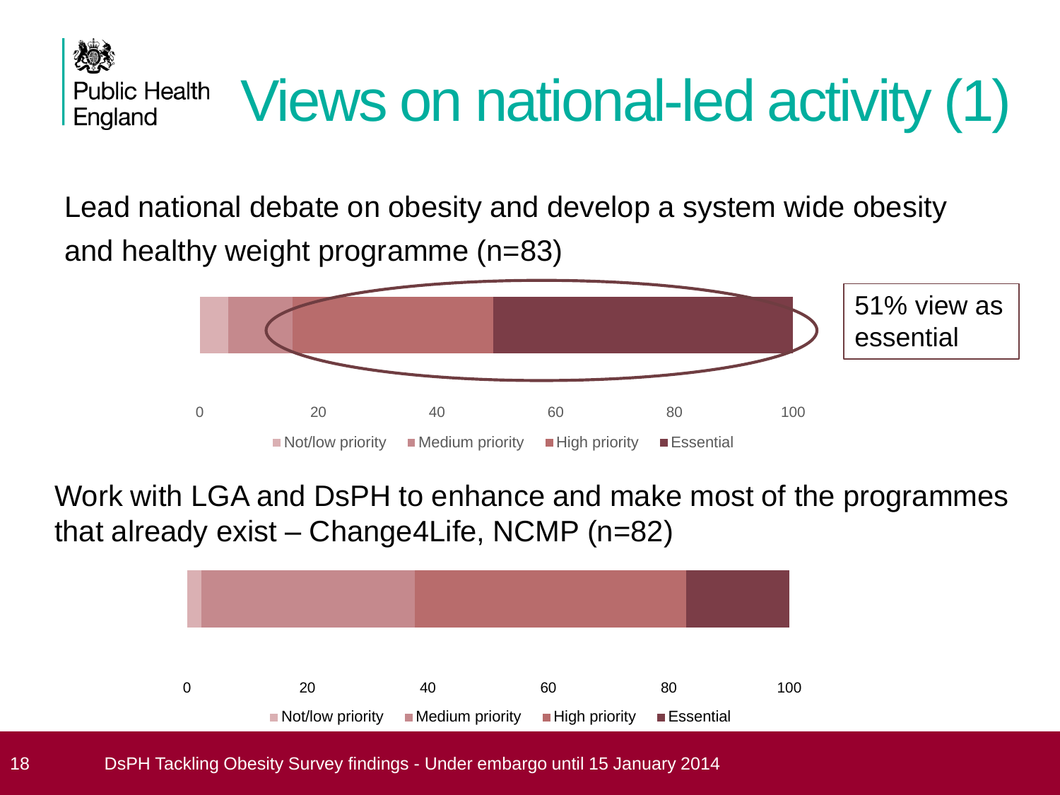# Views on national-led activity (1)

Lead national debate on obesity and develop a system wide obesity and healthy weight programme (n=83)

51% view as essential

0 20 40 60 80 100

Not/low priority | Medium priority | High priority | Essential

Work with LGA and DsPH to enhance and make most of the programmes that already exist – Change4Life, NCMP (n=82)

0 20 40 60 80 100

Not/low priority | Medium priority | High priority | Essential

DsPH Tackling Obesity Survey findings - Under embargo until 15 January 2014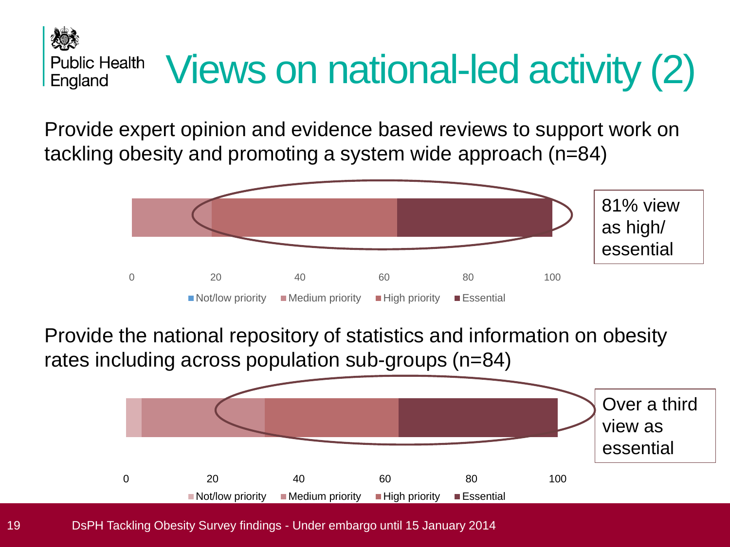# Views on national-led activity (2)

Provide expert opinion and evidence based reviews to support work on tackling obesity and promoting a system wide approach (n=84)

0 20 40 60 80 100

Not/low priority | Medium priority | High priority | Essential

81% view as high/ essential

Provide the national repository of statistics and information on obesity rates including across population sub-groups (n=84)

0 20 40 60 80 100

Not/low priority | Medium priority | High priority | Essential

Over a third view as essential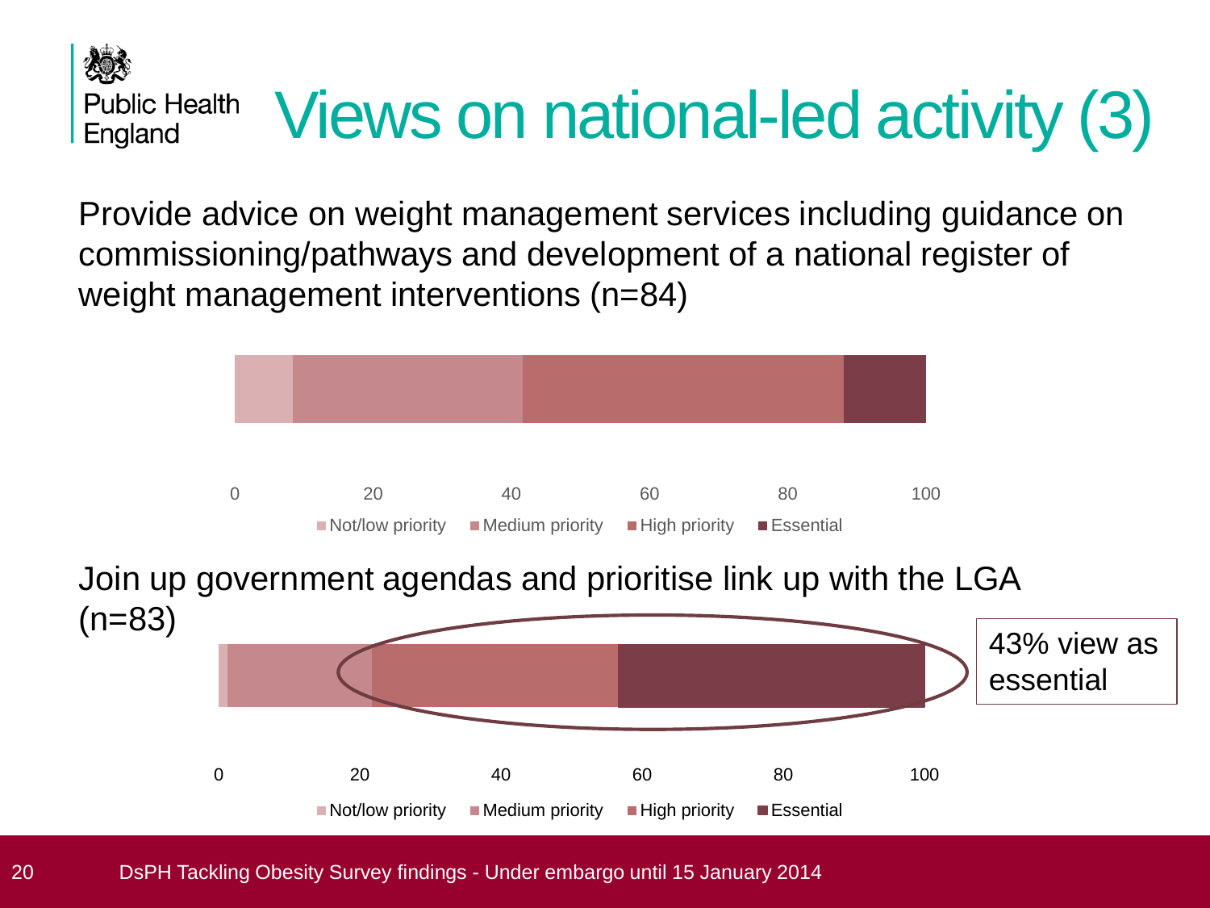# Views on national-led activity (3)

Provide advice on weight management services including guidance on commissioning/pathways and development of a national register of weight management interventions (n=84)

0 20 40 60 80 100

Not/low priority | Medium priority | High priority | Essential

Join up government agendas and prioritise link up with the LGA (n=83)

43% view as essential

0 20 40 60 80 100

Not/low priority | Medium priority | High priority | Essential

DsPH Tackling Obesity Survey findings - Under embargo until 15 January 2014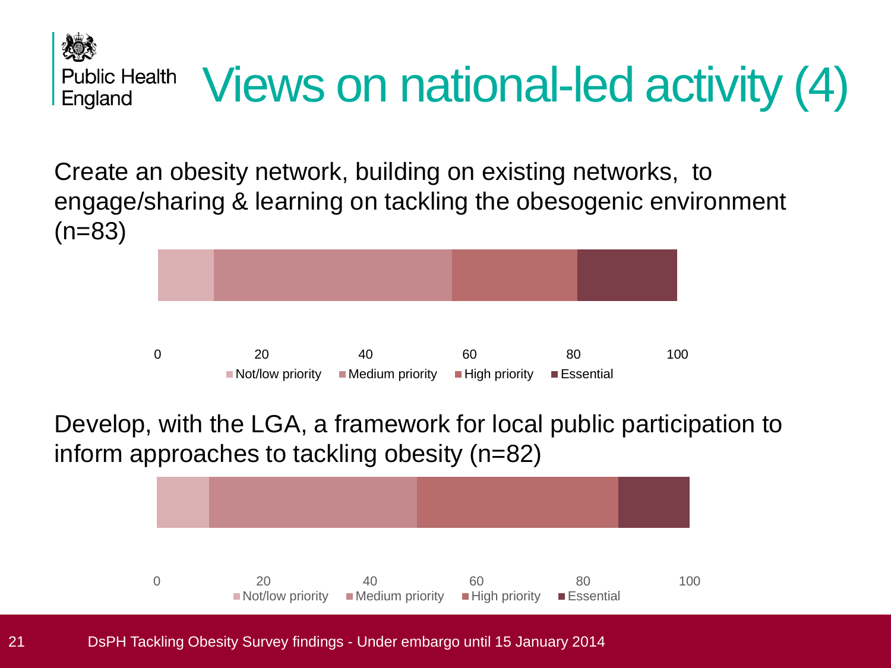# Views on national-led activity (4)

Create an obesity network, building on existing networks, to engage/sharing & learning on tackling the obesogenic environment (n=83)

0 20 40 60 80 100

Not/low priority | Medium priority | High priority | Essential

Develop, with the LGA, a framework for local public participation to inform approaches to tackling obesity (n=82)

0 20 40 60 80 100

Not/low priority | Medium priority | High priority | Essential

DsPH Tackling Obesity Survey findings - Under embargo until 15 January 2014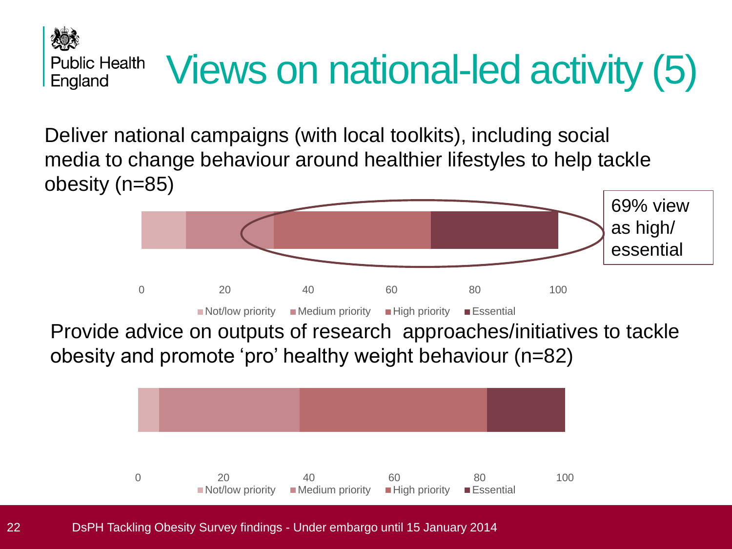# Views on national-led activity (5)

Deliver national campaigns (with local toolkits), including social media to change behaviour around healthier lifestyles to help tackle obesity (n=85)

69% view as high/ essential

0 20 40 60 80 100

Not/low priority | Medium priority | High priority | Essential

Provide advice on outputs of research approaches/initiatives to tackle obesity and promote 'pro' healthy weight behaviour (n=82)

0 20 40 60 80 100

Not/low priority | Medium priority | High priority | Essential

DsPH Tackling Obesity Survey findings - Under embargo until 15 January 2014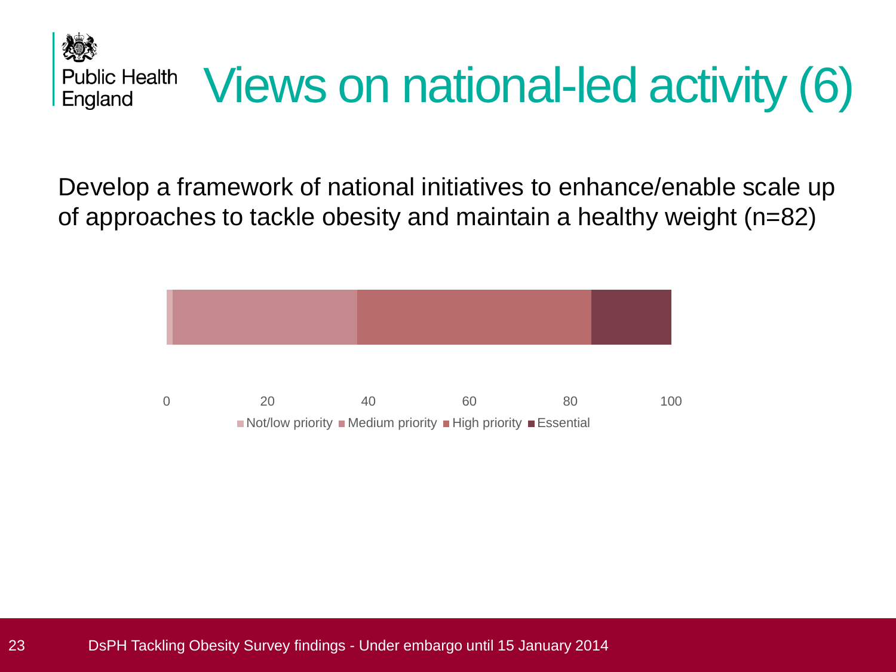# Views on national-led activity (6)

Develop a framework of national initiatives to enhance/enable scale up of approaches to tackle obesity and maintain a healthy weight (n=82)

0 20 40 60 80 100

Not/low priority | Medium priority | High priority | Essential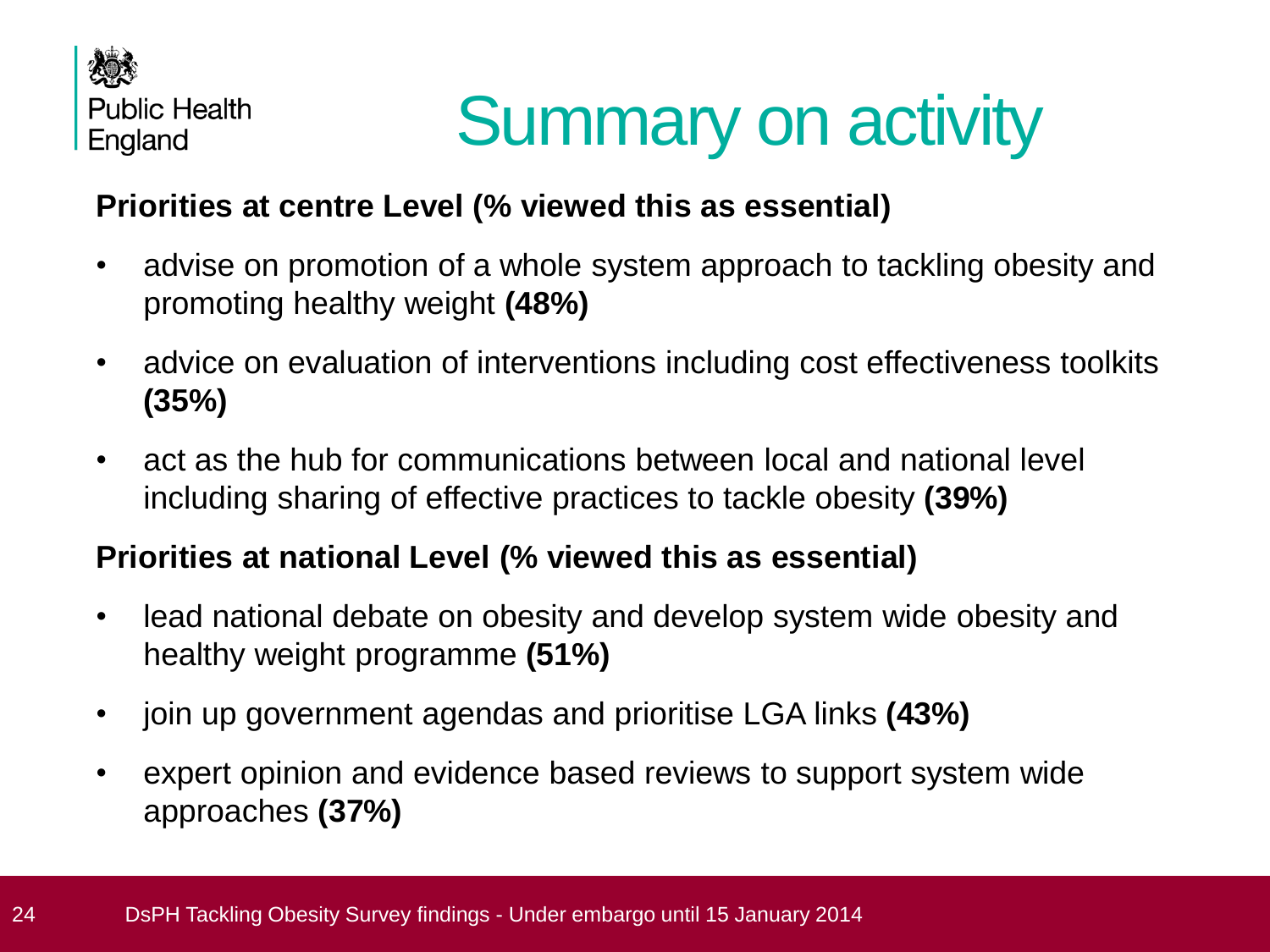# Summary on activity

**Priorities at centre Level (% viewed this as essential)**

- advise on promotion of a whole system approach to tackling obesity and promoting healthy weight **(48%)**
- advice on evaluation of interventions including cost effectiveness toolkits **(35%)**
- act as the hub for communications between local and national level including sharing of effective practices to tackle obesity **(39%)**

**Priorities at national Level (% viewed this as essential)**

- lead national debate on obesity and develop system wide obesity and healthy weight programme **(51%)**
- join up government agendas and prioritise LGA links **(43%)**
- expert opinion and evidence based reviews to support system wide approaches **(37%)**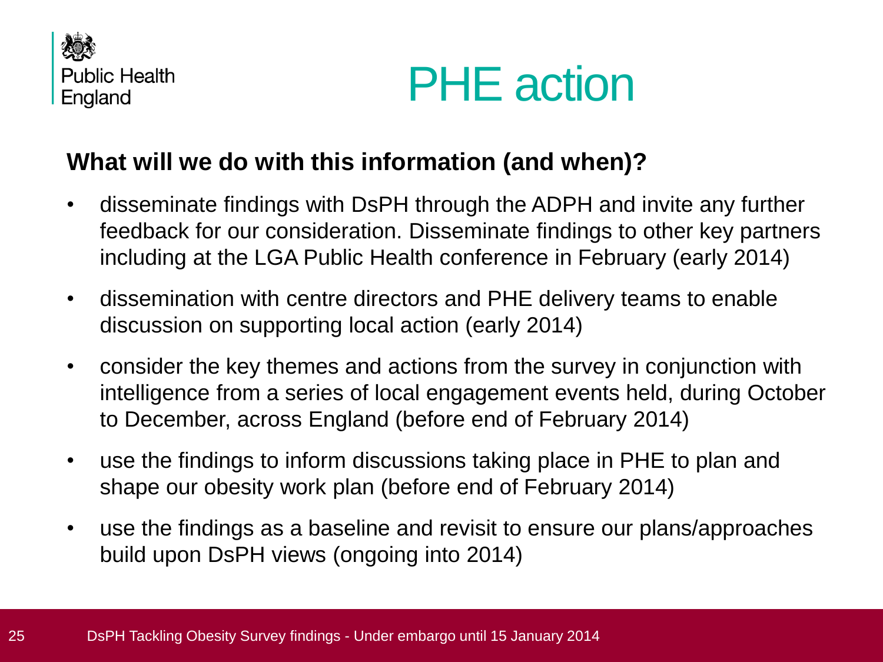# PHE action

**What will we do with this information (and when)?**

- disseminate findings with DsPH through the ADPH and invite any further feedback for our consideration. Disseminate findings to other key partners including at the LGA Public Health conference in February (early 2014)
- dissemination with centre directors and PHE delivery teams to enable discussion on supporting local action (early 2014)
- consider the key themes and actions from the survey in conjunction with intelligence from a series of local engagement events held, during October to December, across England (before end of February 2014)
- use the findings to inform discussions taking place in PHE to plan and shape our obesity work plan (before end of February 2014)
- use the findings as a baseline and revisit to ensure our plans/approaches build upon DsPH views (ongoing into 2014)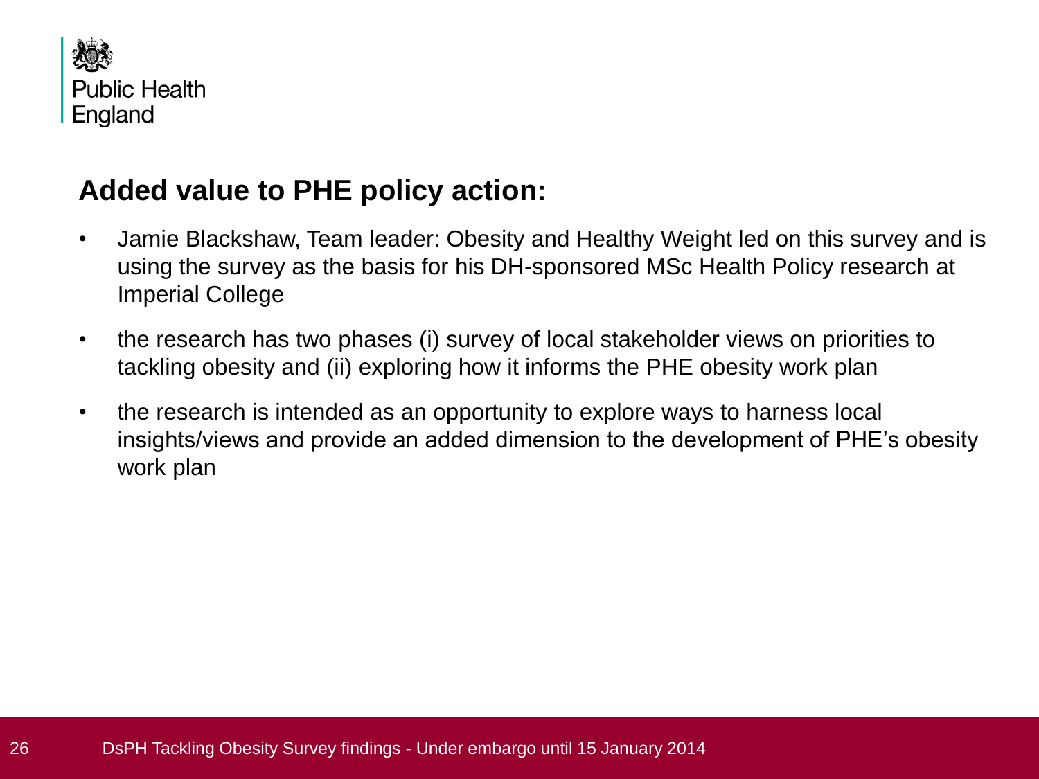## Added value to PHE policy action:

- Jamie Blackshaw, Team leader: Obesity and Healthy Weight led on this survey and is using the survey as the basis for his DH-sponsored MSc Health Policy research at Imperial College
- the research has two phases (i) survey of local stakeholder views on priorities to tackling obesity and (ii) exploring how it informs the PHE obesity work plan
- the research is intended as an opportunity to explore ways to harness local insights/views and provide an added dimension to the development of PHE's obesity work plan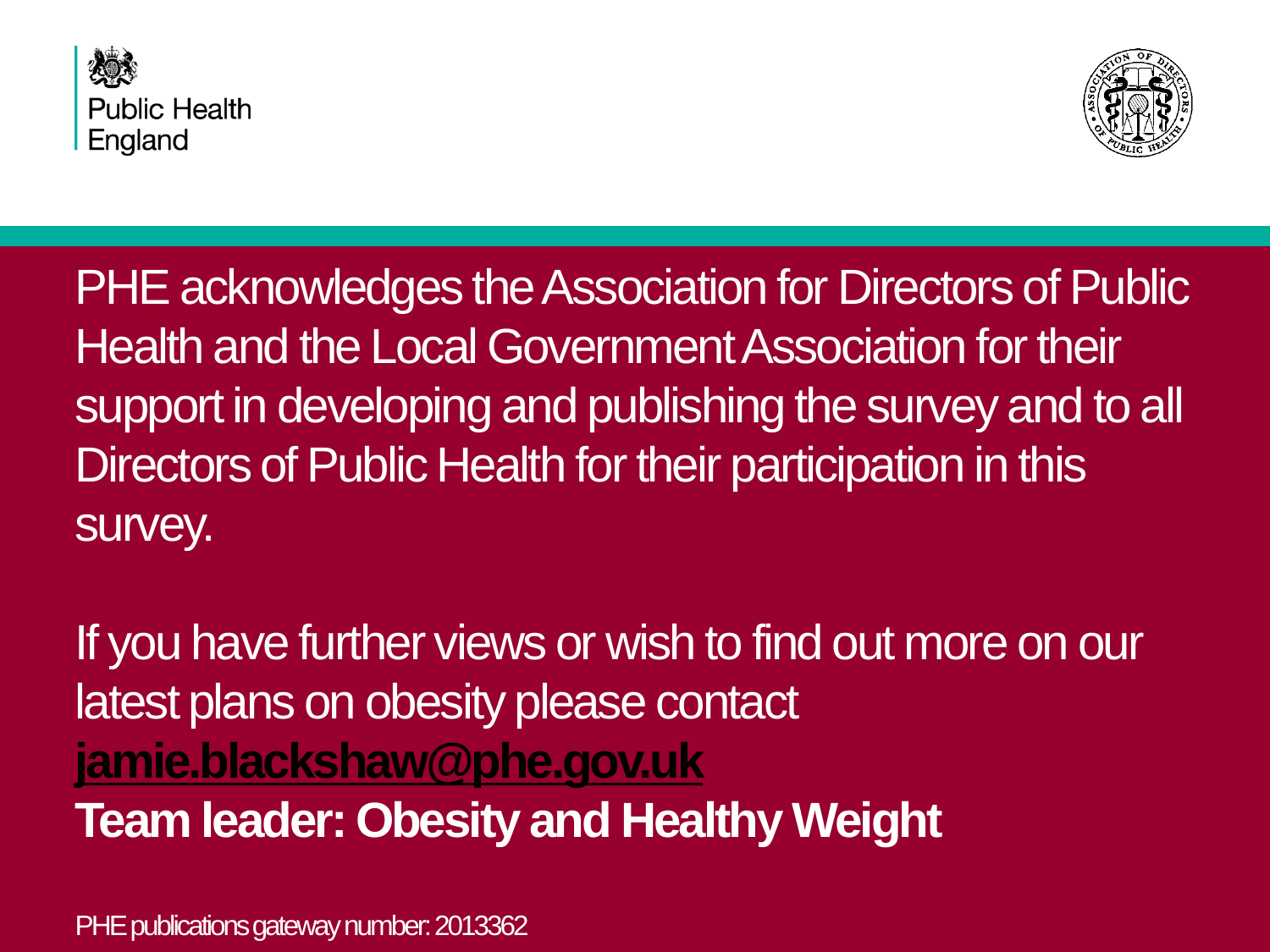Public Health England

PHE acknowledges the Association for Directors of Public Health and the Local Government Association for their support in developing and publishing the survey and to all Directors of Public Health for their participation in this survey.

If you have further views or wish to find out more on our latest plans on obesity please contact
**jamie.blackshaw@phe.gov.uk**
**Team leader: Obesity and Healthy Weight**

PHE publications gateway number: 2013362